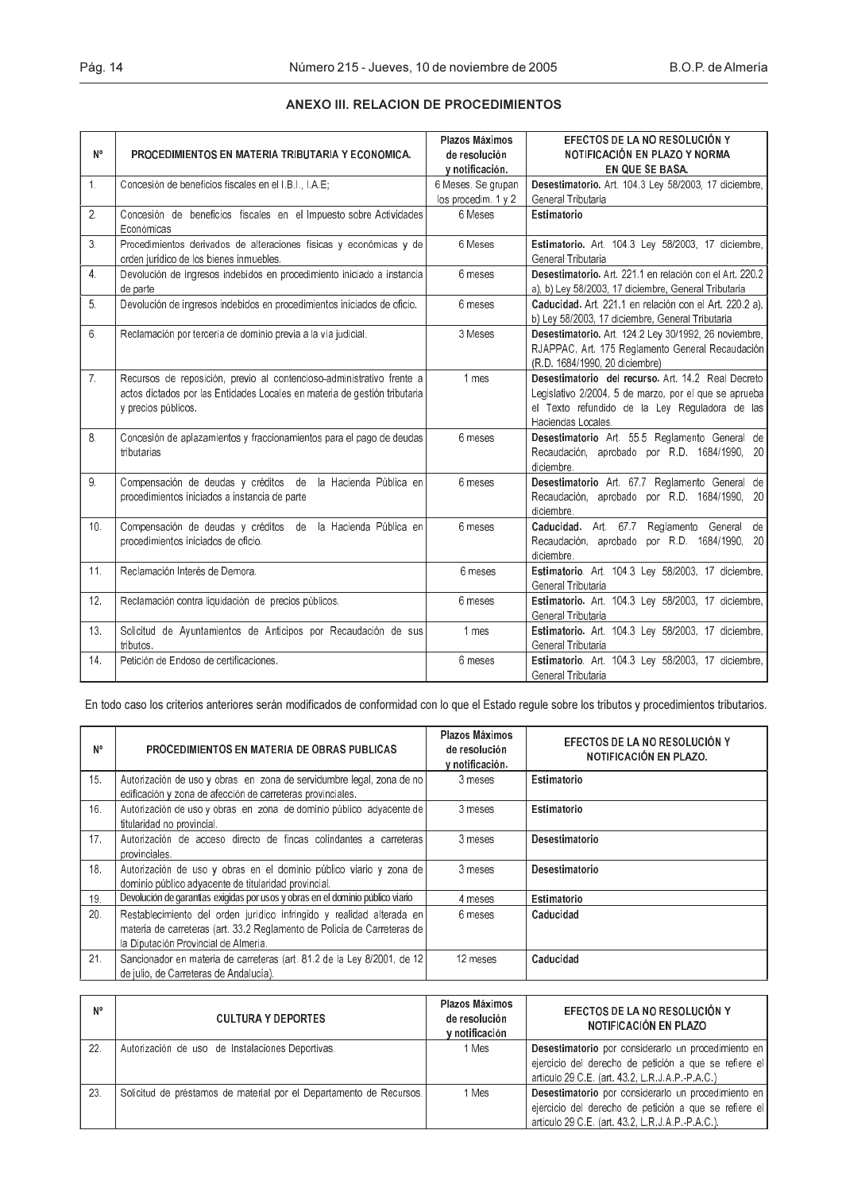## ANEXO III. RELACION DE PROCEDIMIENTOS

| Nº | PROCEDIMIENTOS EN MATERIA TRIBUTARIA Y ECONOMICA. | Plazos Máximos de resolución y notificación. | EFECTOS DE LA NO RESOLUCIÓN Y NOTIFICACIÓN EN PLAZO Y NORMA EN QUE SE BASA. |
|---|---|---|---|
| 1. | Concesión de beneficios fiscales en el I.B.I., I.A.E; | 6 Meses. Se grupan los procedim. 1 y 2 | **Desestimatorio.** Art. 104.3 Ley 58/2003, 17 diciembre, General Tributaria |
| 2. | Concesión de beneficios fiscales en el Impuesto sobre Actividades Económicas | 6 Meses | **Estimatorio** |
| 3. | Procedimientos derivados de alteraciones físicas y económicas y de orden jurídico de los bienes inmuebles. | 6 Meses | **Estimatorio.** Art. 104.3 Ley 58/2003, 17 diciembre, General Tributaria |
| 4. | Devolución de ingresos indebidos en procedimiento iniciado a instancia de parte | 6 meses | **Desestimatorio.** Art. 221.1 en relación con el Art. 220.2 a), b) Ley 58/2003, 17 diciembre, General Tributaria |
| 5. | Devolución de ingresos indebidos en procedimientos iniciados de oficio. | 6 meses | **Caducidad.** Art. 221.1 en relación con el Art. 220.2 a), b) Ley 58/2003, 17 diciembre, General Tributaria |
| 6. | Reclamación por tercería de dominio previa a la vía judicial. | 3 Meses | **Desestimatorio.** Art. 124.2 Ley 30/1992, 26 noviembre, RJAPPAC, Art. 175 Reglamento General Recaudación (R.D. 1684/1990, 20 diciembre) |
| 7. | Recursos de reposición, previo al contencioso-administrativo frente a actos dictados por las Entidades Locales en materia de gestión tributaria y precios públicos. | 1 mes | **Desestimatorio del recurso.** Art. 14.2 Real Decreto Legislativo 2/2004, 5 de marzo, por el que se aprueba el Texto refundido de la Ley Reguladora de las Haciendas Locales. |
| 8. | Concesión de aplazamientos y fraccionamientos para el pago de deudas tributarias | 6 meses | **Desestimatorio** Art. 55.5 Reglamento General de Recaudación, aprobado por R.D. 1684/1990, 20 diciembre. |
| 9. | Compensación de deudas y créditos de la Hacienda Pública en procedimientos iniciados a instancia de parte | 6 meses | **Desestimatorio** Art. 67.7 Reglamento General de Recaudación, aprobado por R.D. 1684/1990, 20 diciembre. |
| 10. | Compensación de deudas y créditos de la Hacienda Pública en procedimientos iniciados de oficio. | 6 meses | **Caducidad.** Art. 67.7 Reglamento General de Recaudación, aprobado por R.D. 1684/1990, 20 diciembre. |
| 11. | Reclamación Interés de Demora. | 6 meses | **Estimatorio**. Art. 104.3 Ley 58/2003, 17 diciembre, General Tributaria |
| 12. | Reclamación contra liquidación de precios públicos. | 6 meses | **Estimatorio.** Art. 104.3 Ley 58/2003, 17 diciembre, General Tributaria |
| 13. | Solicitud de Ayuntamientos de Anticipos por Recaudación de sus tributos. | 1 mes | **Estimatorio.** Art. 104.3 Ley 58/2003, 17 diciembre, General Tributaria |
| 14. | Petición de Endoso de certificaciones. | 6 meses | **Estimatorio**. Art. 104.3 Ley 58/2003, 17 diciembre, General Tributaria |

En todo caso los criterios anteriores serán modificados de conformidad con lo que el Estado regule sobre los tributos y procedimientos tributarios.

| Nº | PROCEDIMIENTOS EN MATERIA DE OBRAS PUBLICAS | Plazos Máximos de resolución y notificación. | EFECTOS DE LA NO RESOLUCIÓN Y NOTIFICACIÓN EN PLAZO. |
|---|---|---|---|
| 15. | Autorización de uso y obras en zona de servidumbre legal, zona de no edificación y zona de afección de carreteras provinciales. | 3 meses | **Estimatorio** |
| 16. | Autorización de uso y obras en zona de dominio público adyacente de titularidad no provincial. | 3 meses | **Estimatorio** |
| 17. | Autorización de acceso directo de fincas colindantes a carreteras provinciales. | 3 meses | **Desestimatorio** |
| 18. | Autorización de uso y obras en el dominio público viario y zona de dominio público adyacente de titularidad provincial. | 3 meses | **Desestimatorio** |
| 19. | Devolución de garantías exigidas por usos y obras en el dominio público viario | 4 meses | **Estimatorio** |
| 20. | Restablecimiento del orden jurídico infringido y realidad alterada en materia de carreteras (art. 33.2 Reglamento de Policía de Carreteras de la Diputación Provincial de Almería. | 6 meses | **Caducidad** |
| 21. | Sancionador en materia de carreteras (art. 81.2 de la Ley 8/2001, de 12 de julio, de Carreteras de Andalucía). | 12 meses | **Caducidad** |

| Nº | CULTURA Y DEPORTES | Plazos Máximos de resolución y notificación | EFECTOS DE LA NO RESOLUCIÓN Y NOTIFICACIÓN EN PLAZO |
|---|---|---|---|
| 22. | Autorización de uso de Instalaciones Deportivas. | 1 Mes | **Desestimatorio** por considerarlo un procedimiento en ejercicio del derecho de petición a que se refiere el artículo 29 C.E. (art. 43.2, L.R.J.A.P.-P.A.C.) |
| 23. | Solicitud de préstamos de material por el Departamento de Recursos. | 1 Mes | **Desestimatorio** por considerarlo un procedimiento en ejercicio del derecho de petición a que se refiere el artículo 29 C.E. (art. 43.2, L.R.J.A.P.-P.A.C.). |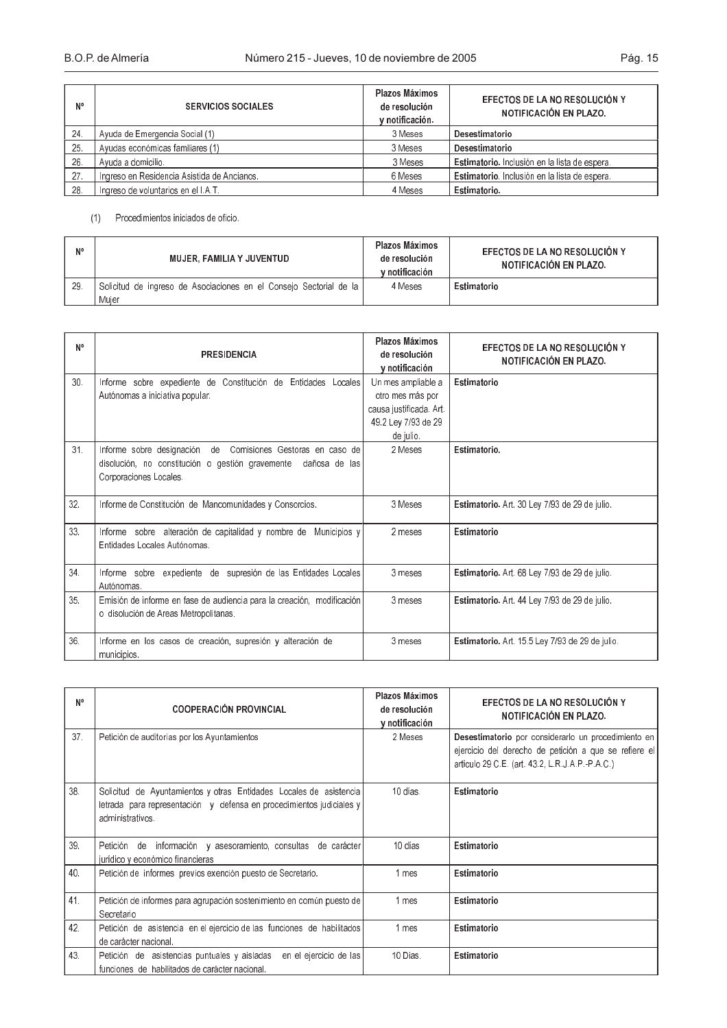| Nº | SERVICIOS SOCIALES | Plazos Máximos de resolución y notificación. | EFECTOS DE LA NO RESOLUCIÓN Y NOTIFICACIÓN EN PLAZO. |
|---|---|---|---|
| 24. | Ayuda de Emergencia Social (1) | 3 Meses | **Desestimatorio** |
| 25. | Ayudas económicas familiares (1) | 3 Meses | **Desestimatorio** |
| 26. | Ayuda a domicilio. | 3 Meses | **Estimatorio.** Inclusión en la lista de espera. |
| 27. | Ingreso en Residencia Asistida de Ancianos. | 6 Meses | **Estimatorio**. Inclusión en la lista de espera. |
| 28. | Ingreso de voluntarios en el I.A.T. | 4 Meses | **Estimatorio.** |

(1) Procedimientos iniciados de oficio.

| Nº | MUJER, FAMILIA Y JUVENTUD | Plazos Máximos de resolución y notificación | EFECTOS DE LA NO RESOLUCIÓN Y NOTIFICACIÓN EN PLAZO. |
|---|---|---|---|
| 29. | Solicitud de ingreso de Asociaciones en el Consejo Sectorial de la Mujer | 4 Meses | **Estimatorio** |

| Nº | PRESIDENCIA | Plazos Máximos de resolución y notificación | EFECTOS DE LA NO RESOLUCIÓN Y NOTIFICACIÓN EN PLAZO. |
|---|---|---|---|
| 30. | Informe sobre expediente de Constitución de Entidades Locales Autónomas a iniciativa popular. | Un mes ampliable a otro mes más por causa justificada. Art. 49.2 Ley 7/93 de 29 de julio. | **Estimatorio** |
| 31. | Informe sobre designación de Comisiones Gestoras en caso de disolución, no constitución o gestión gravemente dañosa de las Corporaciones Locales. | 2 Meses | **Estimatorio.** |
| 32. | Informe de Constitución de Mancomunidades y Consorcios. | 3 Meses | **Estimatorio.** Art. 30 Ley 7/93 de 29 de julio. |
| 33. | Informe sobre alteración de capitalidad y nombre de Municipios y Entidades Locales Autónomas. | 2 meses | **Estimatorio** |
| 34. | Informe sobre expediente de supresión de las Entidades Locales Autónomas. | 3 meses | **Estimatorio.** Art. 68 Ley 7/93 de 29 de julio. |
| 35. | Emisión de informe en fase de audiencia para la creación, modificación o disolución de Areas Metropolitanas. | 3 meses | **Estimatorio.** Art. 44 Ley 7/93 de 29 de julio. |
| 36. | Informe en los casos de creación, supresión y alteración de municipios. | 3 meses | **Estimatorio.** Art. 15.5 Ley 7/93 de 29 de julio. |

| Nº | COOPERACIÓN PROVINCIAL | Plazos Máximos de resolución y notificación | EFECTOS DE LA NO RESOLUCIÓN Y NOTIFICACIÓN EN PLAZO. |
|---|---|---|---|
| 37. | Petición de auditorías por los Ayuntamientos | 2 Meses | **Desestimatorio** por considerarlo un procedimiento en ejercicio del derecho de petición a que se refiere el artículo 29 C.E. (art. 43.2, L.R.J.A.P.-P.A.C.) |
| 38. | Solicitud de Ayuntamientos y otras Entidades Locales de asistencia letrada para representación y defensa en procedimientos judiciales y administrativos. | 10 días. | **Estimatorio** |
| 39. | Petición de información y asesoramiento, consultas de carácter jurídico y económico financieras | 10 días | **Estimatorio** |
| 40. | Petición de informes previos exención puesto de Secretario. | 1 mes | **Estimatorio** |
| 41. | Petición de informes para agrupación sostenimiento en común puesto de Secretario | 1 mes | **Estimatorio** |
| 42. | Petición de asistencia en el ejercicio de las funciones de habilitados de carácter nacional. | 1 mes | **Estimatorio** |
| 43. | Petición de asistencias puntuales y aisladas en el ejercicio de las funciones de habilitados de carácter nacional. | 10 Días. | **Estimatorio** |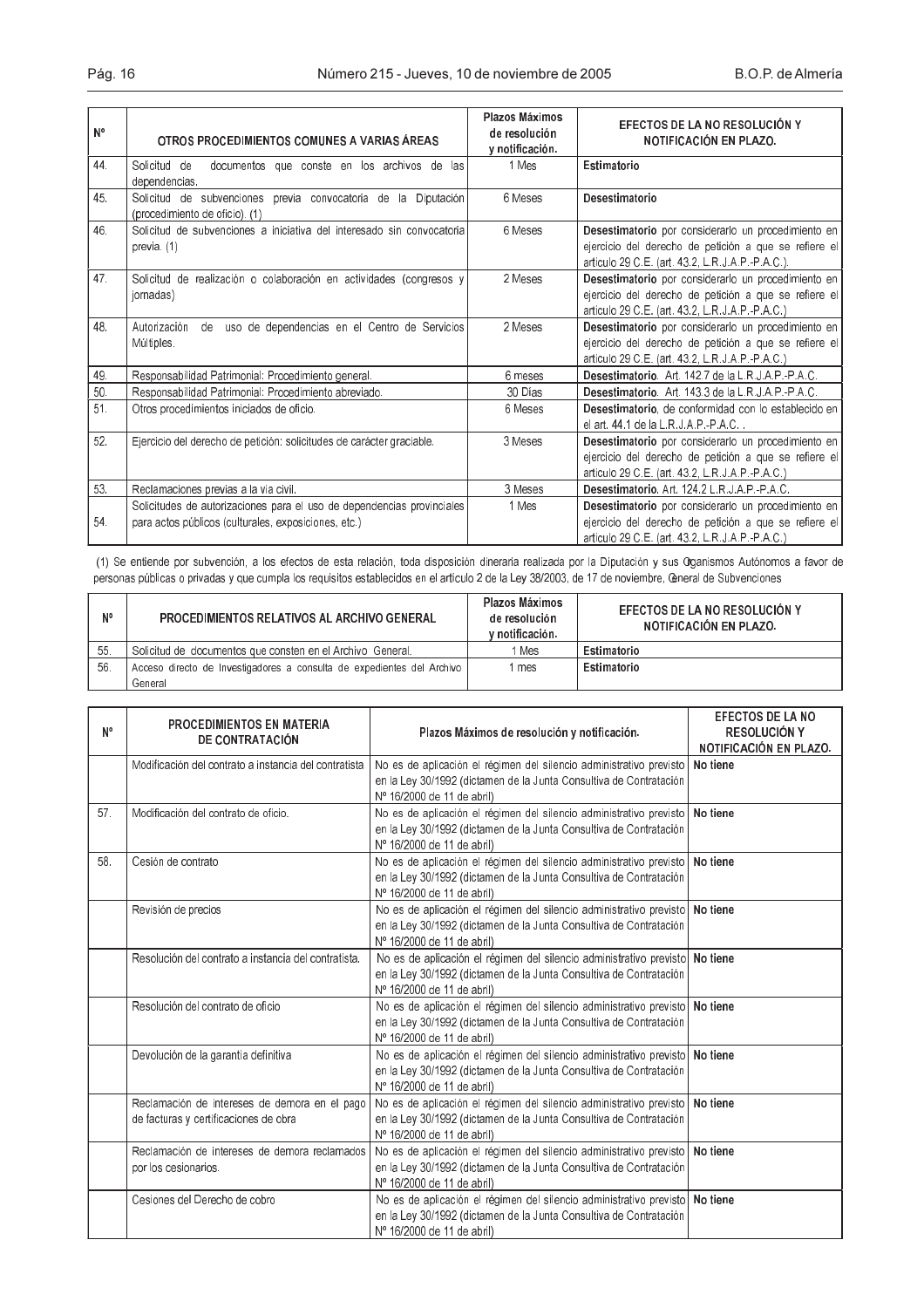| Nº | OTROS PROCEDIMIENTOS COMUNES A VARIAS ÁREAS | Plazos Máximos de resolución y notificación. | EFECTOS DE LA NO RESOLUCIÓN Y NOTIFICACIÓN EN PLAZO. |
|---|---|---|---|
| 44. | Solicitud de documentos que conste en los archivos de las dependencias. | 1 Mes | **Estimatorio** |
| 45. | Solicitud de subvenciones previa convocatoria de la Diputación (procedimiento de oficio). (1) | 6 Meses | **Desestimatorio** |
| 46. | Solicitud de subvenciones a iniciativa del interesado sin convocatoria previa. (1) | 6 Meses | **Desestimatorio** por considerarlo un procedimiento en ejercicio del derecho de petición a que se refiere el artículo 29 C.E. (art. 43.2, L.R.J.A.P.-P.A.C.). |
| 47. | Solicitud de realización o colaboración en actividades (congresos y jornadas) | 2 Meses | **Desestimatorio** por considerarlo un procedimiento en ejercicio del derecho de petición a que se refiere el artículo 29 C.E. (art. 43.2, L.R.J.A.P.-P.A.C.) |
| 48. | Autorización de uso de dependencias en el Centro de Servicios Múltiples. | 2 Meses | **Desestimatorio** por considerarlo un procedimiento en ejercicio del derecho de petición a que se refiere el artículo 29 C.E. (art. 43.2, L.R.J.A.P.-P.A.C.) |
| 49. | Responsabilidad Patrimonial: Procedimiento general. | 6 meses | **Desestimatorio**. Art. 142.7 de la L.R.J.A.P.-P.A.C. |
| 50. | Responsabilidad Patrimonial: Procedimiento abreviado. | 30 Días | **Desestimatorio**. Art. 143.3 de la L.R.J.A.P.-P.A.C. |
| 51. | Otros procedimientos iniciados de oficio. | 6 Meses | **Desestimatorio**, de conformidad con lo establecido en el art. 44.1 de la L.R.J.A.P.-P.A.C. . |
| 52. | Ejercicio del derecho de petición: solicitudes de carácter graciable. | 3 Meses | **Desestimatorio** por considerarlo un procedimiento en ejercicio del derecho de petición a que se refiere el artículo 29 C.E. (art. 43.2, L.R.J.A.P.-P.A.C.) |
| 53. | Reclamaciones previas a la vía civil. | 3 Meses | **Desestimatorio**. Art. 124.2 L.R.J.A.P.-P.A.C. |
| 54. | Solicitudes de autorizaciones para el uso de dependencias provinciales para actos públicos (culturales, exposiciones, etc.) | 1 Mes | **Desestimatorio** por considerarlo un procedimiento en ejercicio del derecho de petición a que se refiere el artículo 29 C.E. (art. 43.2, L.R.J.A.P.-P.A.C.) |

(1) Se entiende por subvención, a los efectos de esta relación, toda disposición dineraria realizada por la Diputación y sus Organismos Autónomos a favor de personas públicas o privadas y que cumpla los requisitos establecidos en el artículo 2 de la Ley 38/2003, de 17 de noviembre, General de Subvenciones

| Nº | PROCEDIMIENTOS RELATIVOS AL ARCHIVO GENERAL | Plazos Máximos de resolución y notificación. | EFECTOS DE LA NO RESOLUCIÓN Y NOTIFICACIÓN EN PLAZO. |
|---|---|---|---|
| 55. | Solicitud de documentos que consten en el Archivo General. | 1 Mes | **Estimatorio** |
| 56. | Acceso directo de Investigadores a consulta de expedientes del Archivo General | 1 mes | **Estimatorio** |

| Nº | PROCEDIMIENTOS EN MATERIA DE CONTRATACIÓN | Plazos Máximos de resolución y notificación. | EFECTOS DE LA NO RESOLUCIÓN Y NOTIFICACIÓN EN PLAZO. |
|---|---|---|---|
| | Modificación del contrato a instancia del contratista | No es de aplicación el régimen del silencio administrativo previsto en la Ley 30/1992 (dictamen de la Junta Consultiva de Contratación Nº 16/2000 de 11 de abril) | **No tiene** |
| 57. | Modificación del contrato de oficio. | No es de aplicación el régimen del silencio administrativo previsto en la Ley 30/1992 (dictamen de la Junta Consultiva de Contratación Nº 16/2000 de 11 de abril) | **No tiene** |
| 58. | Cesión de contrato | No es de aplicación el régimen del silencio administrativo previsto en la Ley 30/1992 (dictamen de la Junta Consultiva de Contratación Nº 16/2000 de 11 de abril) | **No tiene** |
| | Revisión de precios | No es de aplicación el régimen del silencio administrativo previsto en la Ley 30/1992 (dictamen de la Junta Consultiva de Contratación Nº 16/2000 de 11 de abril) | **No tiene** |
| | Resolución del contrato a instancia del contratista. | No es de aplicación el régimen del silencio administrativo previsto en la Ley 30/1992 (dictamen de la Junta Consultiva de Contratación Nº 16/2000 de 11 de abril) | **No tiene** |
| | Resolución del contrato de oficio | No es de aplicación el régimen del silencio administrativo previsto en la Ley 30/1992 (dictamen de la Junta Consultiva de Contratación Nº 16/2000 de 11 de abril) | **No tiene** |
| | Devolución de la garantía definitiva | No es de aplicación el régimen del silencio administrativo previsto en la Ley 30/1992 (dictamen de la Junta Consultiva de Contratación Nº 16/2000 de 11 de abril) | **No tiene** |
| | Reclamación de intereses de demora en el pago de facturas y certificaciones de obra | No es de aplicación el régimen del silencio administrativo previsto en la Ley 30/1992 (dictamen de la Junta Consultiva de Contratación Nº 16/2000 de 11 de abril) | **No tiene** |
| | Reclamación de intereses de demora reclamados por los cesionarios. | No es de aplicación el régimen del silencio administrativo previsto en la Ley 30/1992 (dictamen de la Junta Consultiva de Contratación Nº 16/2000 de 11 de abril) | **No tiene** |
| | Cesiones del Derecho de cobro | No es de aplicación el régimen del silencio administrativo previsto en la Ley 30/1992 (dictamen de la Junta Consultiva de Contratación Nº 16/2000 de 11 de abril) | **No tiene** |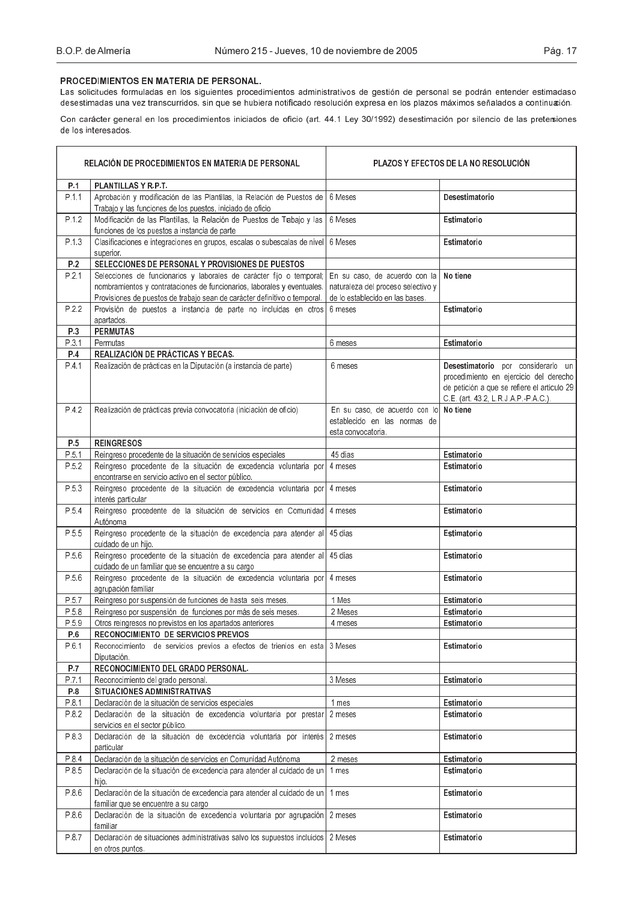### PROCEDIMIENTOS EN MATERIA DE PERSONAL.

Las solicitudes formuladas en los siguientes procedimientos administrativos de gestión de personal se podrán entender estimadas o desestimadas una vez transcurridos, sin que se hubiera notificado resolución expresa en los plazos máximos señalados a continuación.

Con carácter general en los procedimientos iniciados de oficio (art. 44.1 Ley 30/1992) desestimación por silencio de las pretensiones de los interesados.

| RELACIÓN DE PROCEDIMIENTOS EN MATERIA DE PERSONAL | | PLAZOS Y EFECTOS DE LA NO RESOLUCIÓN | |
|---|---|---|---|
| **P.1** | **PLANTILLAS Y R.P.T.** | | |
| P.1.1 | Aprobación y modificación de las Plantillas, la Relación de Puestos de Trabajo y las funciones de los puestos, iniciado de oficio | 6 Meses | Desestimatorio |
| P.1.2 | Modificación de las Plantillas, la Relación de Puestos de Trabajo y las funciones de los puestos a instancia de parte | 6 Meses | Estimatorio |
| P.1.3 | Clasificaciones e integraciones en grupos, escalas o subescalas de nivel superior. | 6 Meses | Estimatorio |
| **P.2** | **SELECCIONES DE PERSONAL Y PROVISIONES DE PUESTOS** | | |
| P.2.1 | Selecciones de funcionarios y laborales de carácter fijo o temporal; nombramientos y contrataciones de funcionarios, laborales y eventuales. Provisiones de puestos de trabajo sean de carácter definitivo o temporal. | En su caso, de acuerdo con la naturaleza del proceso selectivo y de lo establecido en las bases. | No tiene |
| P.2.2 | Provisión de puestos a instancia de parte no incluidas en otros apartados. | 6 meses | Estimatorio |
| **P.3** | **PERMUTAS** | | |
| P.3.1 | Permutas | 6 meses | Estimatorio |
| **P.4** | **REALIZACIÓN DE PRÁCTICAS Y BECAS.** | | |
| P.4.1 | Realización de prácticas en la Diputación (a instancia de parte) | 6 meses | **Desestimatorio** por considerarlo un procedimiento en ejercicio del derecho de petición a que se refiere el artículo 29 C.E. (art. 43.2, L.R.J.A.P.-P.A.C.). |
| P.4.2 | Realización de prácticas previa convocatoria (iniciación de oficio) | En su caso, de acuerdo con lo establecido en las normas de esta convocatoria. | No tiene |
| **P.5** | **REINGRESOS** | | |
| P.5.1 | Reingreso procedente de la situación de servicios especiales | 45 días | Estimatorio |
| P.5.2 | Reingreso procedente de la situación de excedencia voluntaria por encontrarse en servicio activo en el sector público. | 4 meses | Estimatorio |
| P.5.3 | Reingreso procedente de la situación de excedencia voluntaria por interés particular | 4 meses | Estimatorio |
| P.5.4 | Reingreso procedente de la situación de servicios en Comunidad Autónoma | 4 meses | Estimatorio |
| P.5.5 | Reingreso procedente de la situación de excedencia para atender al cuidado de un hijo. | 45 días | Estimatorio |
| P.5.6 | Reingreso procedente de la situación de excedencia para atender al cuidado de un familiar que se encuentre a su cargo | 45 días | Estimatorio |
| P.5.6 | Reingreso procedente de la situación de excedencia voluntaria por agrupación familiar | 4 meses | Estimatorio |
| P.5.7 | Reingreso por suspensión de funciones de hasta seis meses. | 1 Mes | Estimatorio |
| P.5.8 | Reingreso por suspensión de funciones por más de seis meses. | 2 Meses | Estimatorio |
| P.5.9 | Otros reingresos no previstos en los apartados anteriores | 4 meses | Estimatorio |
| **P.6** | **RECONOCIMIENTO DE SERVICIOS PREVIOS** | | |
| P.6.1 | Reconocimiento de servicios previos a efectos de trienios en esta Diputación. | 3 Meses | Estimatorio |
| **P.7** | **RECONOCIMIENTO DEL GRADO PERSONAL.** | | |
| P.7.1 | Reconocimiento del grado personal. | 3 Meses | Estimatorio |
| **P.8** | **SITUACIONES ADMINISTRATIVAS** | | |
| P.8.1 | Declaración de la situación de servicios especiales | 1 mes | Estimatorio |
| P.8.2 | Declaración de la situación de excedencia voluntaria por prestar servicios en el sector público. | 2 meses | Estimatorio |
| P.8.3 | Declaración de la situación de excedencia voluntaria por interés particular | 2 meses | Estimatorio |
| P.8.4 | Declaración de la situación de servicios en Comunidad Autónoma | 2 meses | Estimatorio |
| P.8.5 | Declaración de la situación de excedencia para atender al cuidado de un hijo. | 1 mes | Estimatorio |
| P.8.6 | Declaración de la situación de excedencia para atender al cuidado de un familiar que se encuentre a su cargo | 1 mes | Estimatorio |
| P.8.6 | Declaración de la situación de excedencia voluntaria por agrupación familiar | 2 meses | Estimatorio |
| P.8.7 | Declaración de situaciones administrativas salvo los supuestos incluidos en otros puntos. | 2 Meses | Estimatorio |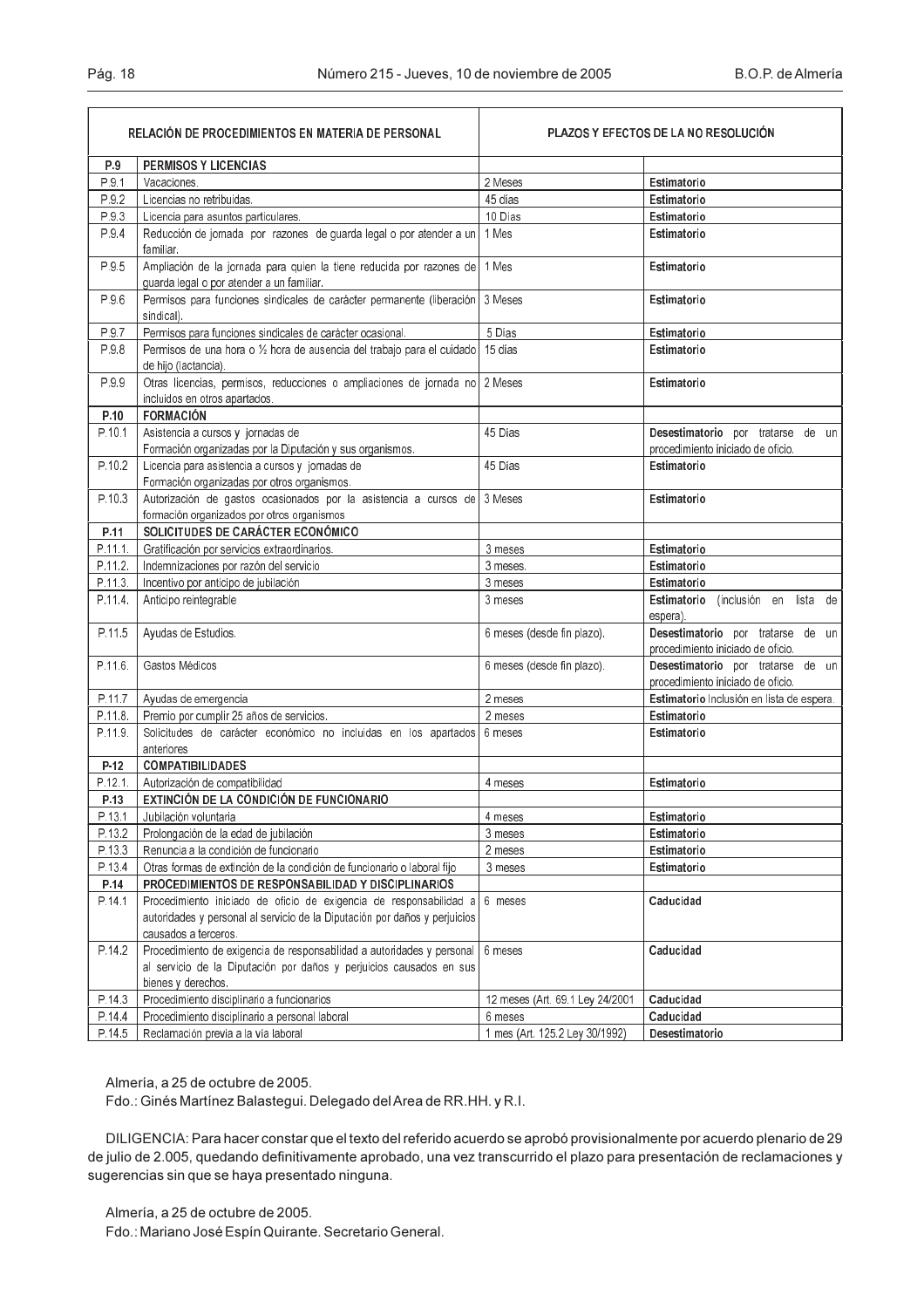| RELACIÓN DE PROCEDIMIENTOS EN MATERIA DE PERSONAL | | PLAZOS Y EFECTOS DE LA NO RESOLUCIÓN | |
|---|---|---|---|
| **P.9** | **PERMISOS Y LICENCIAS** | | |
| P.9.1 | Vacaciones. | 2 Meses | **Estimatorio** |
| P.9.2 | Licencias no retribuidas. | 45 días | **Estimatorio** |
| P.9.3 | Licencia para asuntos particulares. | 10 Días | **Estimatorio** |
| P.9.4 | Reducción de jornada por razones de guarda legal o por atender a un familiar. | 1 Mes | **Estimatorio** |
| P.9.5 | Ampliación de la jornada para quien la tiene reducida por razones de guarda legal o por atender a un familiar. | 1 Mes | **Estimatorio** |
| P.9.6 | Permisos para funciones sindicales de carácter permanente (liberación sindical). | 3 Meses | **Estimatorio** |
| P.9.7 | Permisos para funciones sindicales de carácter ocasional. | 5 Días | **Estimatorio** |
| P.9.8 | Permisos de una hora o ½ hora de ausencia del trabajo para el cuidado de hijo (lactancia). | 15 días | **Estimatorio** |
| P.9.9 | Otras licencias, permisos, reducciones o ampliaciones de jornada no incluidos en otros apartados. | 2 Meses | **Estimatorio** |
| **P.10** | **FORMACIÓN** | | |
| P.10.1 | Asistencia a cursos y jornadas de Formación organizadas por la Diputación y sus organismos. | 45 Días | **Desestimatorio** por tratarse de un procedimiento iniciado de oficio. |
| P.10.2 | Licencia para asistencia a cursos y jornadas de Formación organizadas por otros organismos. | 45 Días | **Estimatorio** |
| P.10.3 | Autorización de gastos ocasionados por la asistencia a cursos de formación organizados por otros organismos | 3 Meses | **Estimatorio** |
| **P.11** | **SOLICITUDES DE CARÁCTER ECONÓMICO** | | |
| P.11.1. | Gratificación por servicios extraordinarios. | 3 meses | **Estimatorio** |
| P.11.2. | Indemnizaciones por razón del servicio | 3 meses. | **Estimatorio** |
| P.11.3. | Incentivo por anticipo de jubilación | 3 meses | **Estimatorio** |
| P.11.4. | Anticipo reintegrable | 3 meses | **Estimatorio** (inclusión en lista de espera). |
| P.11.5 | Ayudas de Estudios. | 6 meses (desde fin plazo). | **Desestimatorio** por tratarse de un procedimiento iniciado de oficio. |
| P.11.6. | Gastos Médicos | 6 meses (desde fin plazo). | **Desestimatorio** por tratarse de un procedimiento iniciado de oficio. |
| P.11.7 | Ayudas de emergencia | 2 meses | **Estimatorio** Inclusión en lista de espera. |
| P.11.8. | Premio por cumplir 25 años de servicios. | 2 meses | **Estimatorio** |
| P.11.9. | Solicitudes de carácter económico no incluidas en los apartados anteriores | 6 meses | **Estimatorio** |
| **P-12** | **COMPATIBILIDADES** | | |
| P.12.1. | Autorización de compatibilidad | 4 meses | **Estimatorio** |
| **P.13** | **EXTINCIÓN DE LA CONDICIÓN DE FUNCIONARIO** | | |
| P.13.1 | Jubilación voluntaria | 4 meses | **Estimatorio** |
| P.13.2 | Prolongación de la edad de jubilación | 3 meses | **Estimatorio** |
| P.13.3 | Renuncia a la condición de funcionario | 2 meses | **Estimatorio** |
| P.13.4 | Otras formas de extinción de la condición de funcionario o laboral fijo | 3 meses | **Estimatorio** |
| **P.14** | **PROCEDIMIENTOS DE RESPONSABILIDAD Y DISCIPLINARIOS** | | |
| P.14.1 | Procedimiento iniciado de oficio de exigencia de responsabilidad a autoridades y personal al servicio de la Diputación por daños y perjuicios causados a terceros. | 6 meses | **Caducidad** |
| P.14.2 | Procedimiento de exigencia de responsablidad a autoridades y personal al servicio de la Diputación por daños y perjuicios causados en sus bienes y derechos. | 6 meses | **Caducidad** |
| P.14.3 | Procedimiento disciplinario a funcionarios | 12 meses (Art. 69.1 Ley 24/2001 | **Caducidad** |
| P.14.4 | Procedimiento disciplinario a personal laboral | 6 meses | **Caducidad** |
| P.14.5 | Reclamación previa a la vía laboral | 1 mes (Art. 125.2 Ley 30/1992) | **Desestimatorio** |

Almería, a 25 de octubre de 2005.

Fdo.: Ginés Martínez Balastegui. Delegado del Area de RR.HH. y R.I.

DILIGENCIA: Para hacer constar que el texto del referido acuerdo se aprobó provisionalmente por acuerdo plenario de 29 de julio de 2.005, quedando definitivamente aprobado, una vez transcurrido el plazo para presentación de reclamaciones y sugerencias sin que se haya presentado ninguna.

Almería, a 25 de octubre de 2005.

Fdo.: Mariano José Espín Quirante. Secretario General.